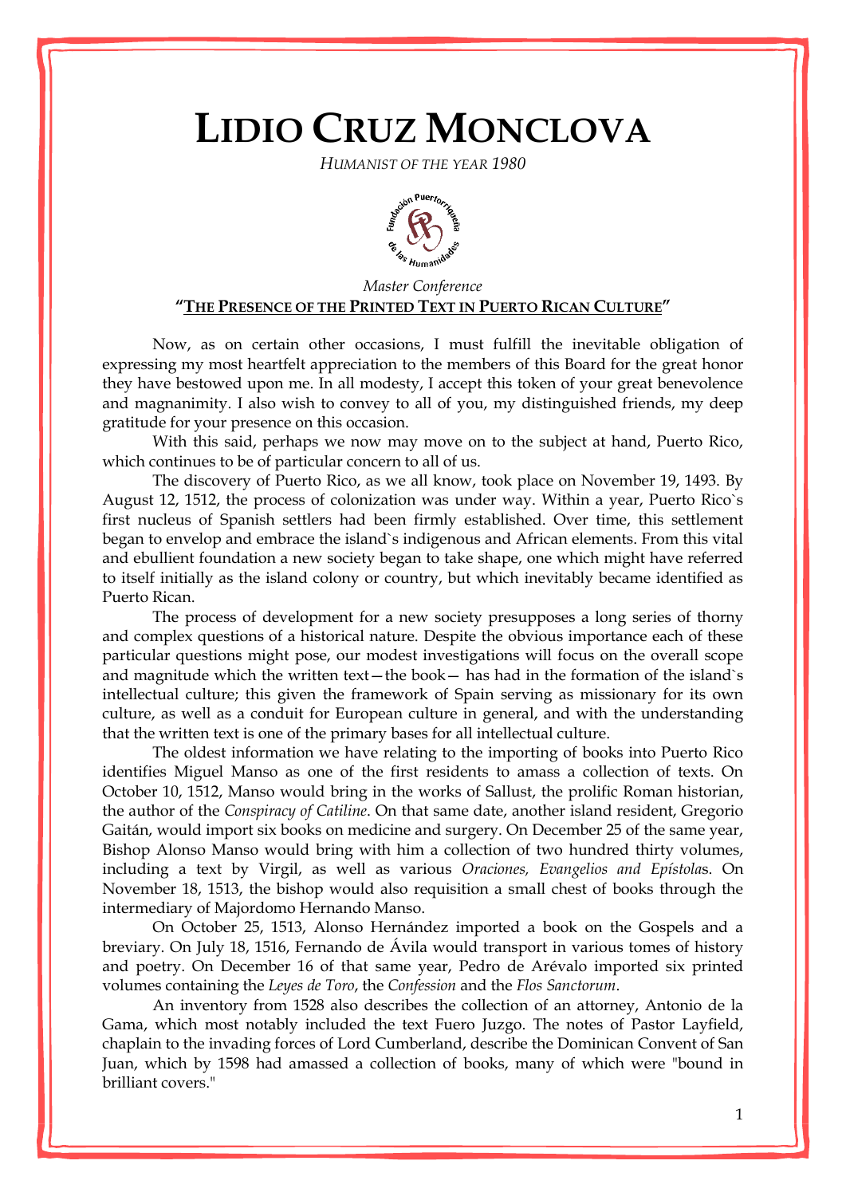# LIDIO CRUZ MONCLOVA

*HUMANIST OF THE YEAR 1980*

*Master Conference*

**"THE PRESENCE OF THE PRINTED TEXT IN PUERTO RICAN CULTURE"**

Now, as on certain other occasions, I must fulfill the inevitable obligation of expressing my most heartfelt appreciation to the members of this Board for the great honor they have bestowed upon me. In all modesty, I accept this token of your great benevolence and magnanimity. I also wish to convey to all of you, my distinguished friends, my deep gratitude for your presence on this occasion.

With this said, perhaps we now may move on to the subject at hand, Puerto Rico, which continues to be of particular concern to all of us.

The discovery of Puerto Rico, as we all know, took place on November 19, 1493. By August 12, 1512, the process of colonization was under way. Within a year, Puerto Rico`s first nucleus of Spanish settlers had been firmly established. Over time, this settlement began to envelop and embrace the island`s indigenous and African elements. From this vital and ebullient foundation a new society began to take shape, one which might have referred to itself initially as the island colony or country, but which inevitably became identified as Puerto Rican.

The process of development for a new society presupposes a long series of thorny and complex questions of a historical nature. Despite the obvious importance each of these particular questions might pose, our modest investigations will focus on the overall scope and magnitude which the written text—the book— has had in the formation of the island`s intellectual culture; this given the framework of Spain serving as missionary for its own culture, as well as a conduit for European culture in general, and with the understanding that the written text is one of the primary bases for all intellectual culture.

The oldest information we have relating to the importing of books into Puerto Rico identifies Miguel Manso as one of the first residents to amass a collection of texts. On October 10, 1512, Manso would bring in the works of Sallust, the prolific Roman historian, the author of the *Conspiracy of Catiline*. On that same date, another island resident, Gregorio Gaitán, would import six books on medicine and surgery. On December 25 of the same year, Bishop Alonso Manso would bring with him a collection of two hundred thirty volumes, including a text by Virgil, as well as various *Oraciones, Evangelios and Epístola*s. On November 18, 1513, the bishop would also requisition a small chest of books through the intermediary of Majordomo Hernando Manso.

On October 25, 1513, Alonso Hernández imported a book on the Gospels and a breviary. On July 18, 1516, Fernando de Ávila would transport in various tomes of history and poetry. On December 16 of that same year, Pedro de Arévalo imported six printed volumes containing the *Leyes de Toro*, the *Confession* and the *Flos Sanctorum*.

An inventory from 1528 also describes the collection of an attorney, Antonio de la Gama, which most notably included the text Fuero Juzgo. The notes of Pastor Layfield, chaplain to the invading forces of Lord Cumberland, describe the Dominican Convent of San Juan, which by 1598 had amassed a collection of books, many of which were "bound in brilliant covers."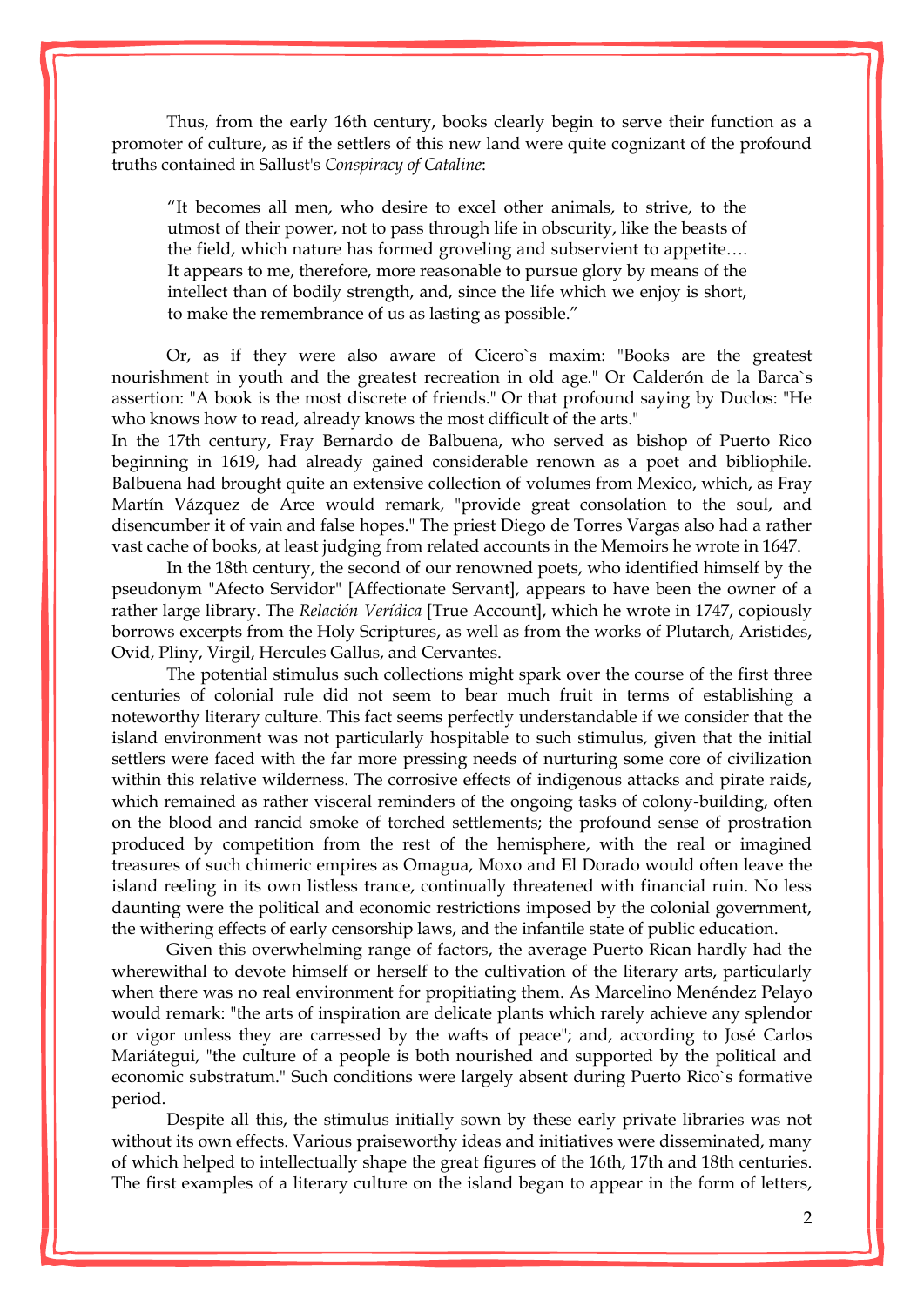Thus, from the early 16th century, books clearly begin to serve their function as a promoter of culture, as if the settlers of this new land were quite cognizant of the profound truths contained in Sallust's *Conspiracy of Cataline*:

> "It becomes all men, who desire to excel other animals, to strive, to the utmost of their power, not to pass through life in obscurity, like the beasts of the field, which nature has formed groveling and subservient to appetite…. It appears to me, therefore, more reasonable to pursue glory by means of the intellect than of bodily strength, and, since the life which we enjoy is short, to make the remembrance of us as lasting as possible."

Or, as if they were also aware of Cicero`s maxim: "Books are the greatest nourishment in youth and the greatest recreation in old age." Or Calderón de la Barca`s assertion: "A book is the most discrete of friends." Or that profound saying by Duclos: "He who knows how to read, already knows the most difficult of the arts."

In the 17th century, Fray Bernardo de Balbuena, who served as bishop of Puerto Rico beginning in 1619, had already gained considerable renown as a poet and bibliophile. Balbuena had brought quite an extensive collection of volumes from Mexico, which, as Fray Martín Vázquez de Arce would remark, "provide great consolation to the soul, and disencumber it of vain and false hopes." The priest Diego de Torres Vargas also had a rather vast cache of books, at least judging from related accounts in the Memoirs he wrote in 1647.

In the 18th century, the second of our renowned poets, who identified himself by the pseudonym "Afecto Servidor" [Affectionate Servant], appears to have been the owner of a rather large library. The *Relación Verídica* [True Account], which he wrote in 1747, copiously borrows excerpts from the Holy Scriptures, as well as from the works of Plutarch, Aristides, Ovid, Pliny, Virgil, Hercules Gallus, and Cervantes.

The potential stimulus such collections might spark over the course of the first three centuries of colonial rule did not seem to bear much fruit in terms of establishing a noteworthy literary culture. This fact seems perfectly understandable if we consider that the island environment was not particularly hospitable to such stimulus, given that the initial settlers were faced with the far more pressing needs of nurturing some core of civilization within this relative wilderness. The corrosive effects of indigenous attacks and pirate raids, which remained as rather visceral reminders of the ongoing tasks of colony-building, often on the blood and rancid smoke of torched settlements; the profound sense of prostration produced by competition from the rest of the hemisphere, with the real or imagined treasures of such chimeric empires as Omagua, Moxo and El Dorado would often leave the island reeling in its own listless trance, continually threatened with financial ruin. No less daunting were the political and economic restrictions imposed by the colonial government, the withering effects of early censorship laws, and the infantile state of public education.

Given this overwhelming range of factors, the average Puerto Rican hardly had the wherewithal to devote himself or herself to the cultivation of the literary arts, particularly when there was no real environment for propitiating them. As Marcelino Menéndez Pelayo would remark: "the arts of inspiration are delicate plants which rarely achieve any splendor or vigor unless they are carressed by the wafts of peace"; and, according to José Carlos Mariátegui, "the culture of a people is both nourished and supported by the political and economic substratum." Such conditions were largely absent during Puerto Rico`s formative period.

Despite all this, the stimulus initially sown by these early private libraries was not without its own effects. Various praiseworthy ideas and initiatives were disseminated, many of which helped to intellectually shape the great figures of the 16th, 17th and 18th centuries. The first examples of a literary culture on the island began to appear in the form of letters,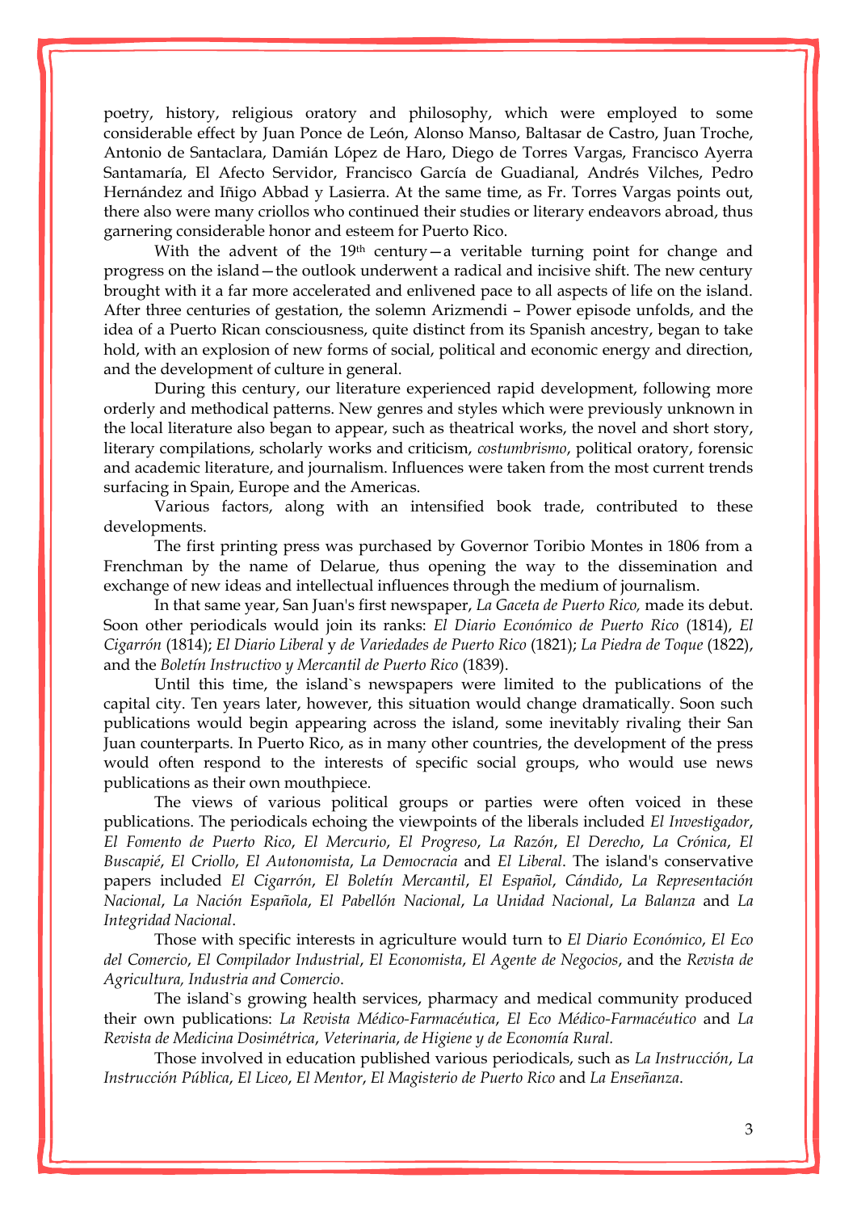poetry, history, religious oratory and philosophy, which were employed to some considerable effect by Juan Ponce de León, Alonso Manso, Baltasar de Castro, Juan Troche, Antonio de Santaclara, Damián López de Haro, Diego de Torres Vargas, Francisco Ayerra Santamaría, El Afecto Servidor, Francisco García de Guadianal, Andrés Vilches, Pedro Hernández and Iñigo Abbad y Lasierra. At the same time, as Fr. Torres Vargas points out, there also were many criollos who continued their studies or literary endeavors abroad, thus garnering considerable honor and esteem for Puerto Rico.

With the advent of the 19th century—a veritable turning point for change and progress on the island—the outlook underwent a radical and incisive shift. The new century brought with it a far more accelerated and enlivened pace to all aspects of life on the island. After three centuries of gestation, the solemn Arizmendi – Power episode unfolds, and the idea of a Puerto Rican consciousness, quite distinct from its Spanish ancestry, began to take hold, with an explosion of new forms of social, political and economic energy and direction, and the development of culture in general.

During this century, our literature experienced rapid development, following more orderly and methodical patterns. New genres and styles which were previously unknown in the local literature also began to appear, such as theatrical works, the novel and short story, literary compilations, scholarly works and criticism, *costumbrismo*, political oratory, forensic and academic literature, and journalism. Influences were taken from the most current trends surfacing in Spain, Europe and the Americas.

Various factors, along with an intensified book trade, contributed to these developments.

The first printing press was purchased by Governor Toribio Montes in 1806 from a Frenchman by the name of Delarue, thus opening the way to the dissemination and exchange of new ideas and intellectual influences through the medium of journalism.

In that same year, San Juan's first newspaper, *La Gaceta de Puerto Rico,* made its debut. Soon other periodicals would join its ranks: *El Diario Económico de Puerto Rico* (1814), *El Cigarrón* (1814); *El Diario Liberal* y *de Variedades de Puerto Rico* (1821); *La Piedra de Toque* (1822), and the *Boletín Instructivo y Mercantil de Puerto Rico* (1839).

Until this time, the island`s newspapers were limited to the publications of the capital city. Ten years later, however, this situation would change dramatically. Soon such publications would begin appearing across the island, some inevitably rivaling their San Juan counterparts. In Puerto Rico, as in many other countries, the development of the press would often respond to the interests of specific social groups, who would use news publications as their own mouthpiece.

The views of various political groups or parties were often voiced in these publications. The periodicals echoing the viewpoints of the liberals included *El Investigador*, *El Fomento de Puerto Rico*, *El Mercurio*, *El Progreso*, *La Razón*, *El Derecho*, *La Crónica*, *El Buscapié*, *El Criollo*, *El Autonomista*, *La Democracia* and *El Liberal*. The island's conservative papers included *El Cigarrón*, *El Boletín Mercantil*, *El Español*, *Cándido*, *La Representación Nacional*, *La Nación Española*, *El Pabellón Nacional*, *La Unidad Nacional*, *La Balanza* and *La Integridad Nacional*.

Those with specific interests in agriculture would turn to *El Diario Económico*, *El Eco del Comercio*, *El Compilador Industrial*, *El Economista*, *El Agente de Negocios*, and the *Revista de Agricultura, Industria and Comercio*.

The island`s growing health services, pharmacy and medical community produced their own publications: *La Revista Médico-Farmacéutica*, *El Eco Médico-Farmacéutico* and *La Revista de Medicina Dosimétrica*, *Veterinaria*, *de Higiene y de Economía Rural*.

Those involved in education published various periodicals, such as *La Instrucción*, *La Instrucción Pública*, *El Liceo*, *El Mentor*, *El Magisterio de Puerto Rico* and *La Enseñanza*.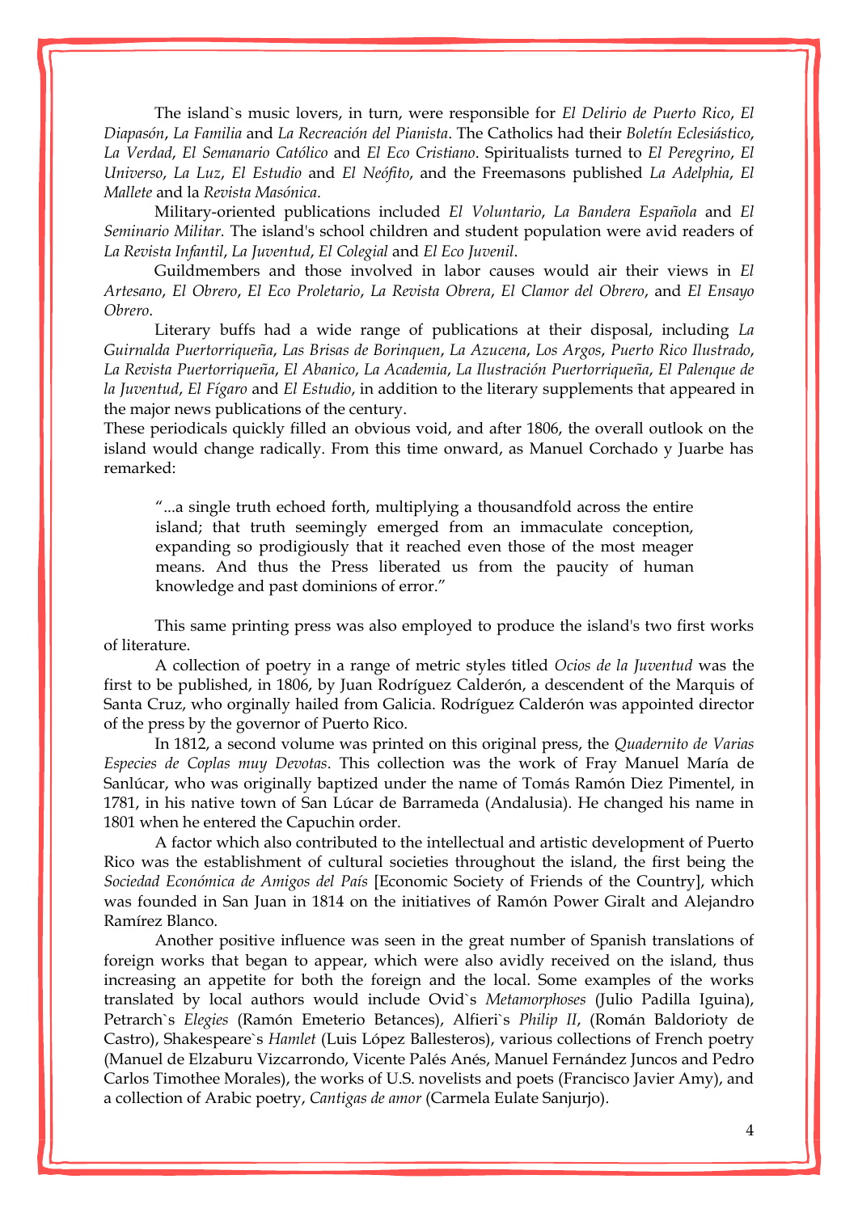The island`s music lovers, in turn, were responsible for *El Delirio de Puerto Rico*, *El Diapasón*, *La Familia* and *La Recreación del Pianista*. The Catholics had their *Boletín Eclesiástico*, *La Verdad*, *El Semanario Católico* and *El Eco Cristiano*. Spiritualists turned to *El Peregrino*, *El Universo*, *La Luz*, *El Estudio* and *El Neófito*, and the Freemasons published *La Adelphia*, *El Mallete* and la *Revista Masónica*.

Military-oriented publications included *El Voluntario*, *La Bandera Española* and *El Seminario Militar*. The island's school children and student population were avid readers of *La Revista Infantil*, *La Juventud*, *El Colegial* and *El Eco Juvenil*.

Guildmembers and those involved in labor causes would air their views in *El Artesano*, *El Obrero*, *El Eco Proletario*, *La Revista Obrera*, *El Clamor del Obrero*, and *El Ensayo Obrero*.

Literary buffs had a wide range of publications at their disposal, including *La Guirnalda Puertorriqueña*, *Las Brisas de Borinquen*, *La Azucena*, *Los Argos*, *Puerto Rico Ilustrado*, *La Revista Puertorriqueña*, *El Abanico*, *La Academia*, *La Ilustración Puertorriqueña*, *El Palenque de la Juventud*, *El Fígaro* and *El Estudio*, in addition to the literary supplements that appeared in the major news publications of the century.

These periodicals quickly filled an obvious void, and after 1806, the overall outlook on the island would change radically. From this time onward, as Manuel Corchado y Juarbe has remarked:

> "...a single truth echoed forth, multiplying a thousandfold across the entire island; that truth seemingly emerged from an immaculate conception, expanding so prodigiously that it reached even those of the most meager means. And thus the Press liberated us from the paucity of human knowledge and past dominions of error."

This same printing press was also employed to produce the island's two first works of literature.

A collection of poetry in a range of metric styles titled *Ocios de la Juventud* was the first to be published, in 1806, by Juan Rodríguez Calderón, a descendent of the Marquis of Santa Cruz, who orginally hailed from Galicia. Rodríguez Calderón was appointed director of the press by the governor of Puerto Rico.

In 1812, a second volume was printed on this original press, the *Quadernito de Varias Especies de Coplas muy Devotas*. This collection was the work of Fray Manuel María de Sanlúcar, who was originally baptized under the name of Tomás Ramón Diez Pimentel, in 1781, in his native town of San Lúcar de Barrameda (Andalusia). He changed his name in 1801 when he entered the Capuchin order.

A factor which also contributed to the intellectual and artistic development of Puerto Rico was the establishment of cultural societies throughout the island, the first being the *Sociedad Económica de Amigos del País* [Economic Society of Friends of the Country], which was founded in San Juan in 1814 on the initiatives of Ramón Power Giralt and Alejandro Ramírez Blanco.

Another positive influence was seen in the great number of Spanish translations of foreign works that began to appear, which were also avidly received on the island, thus increasing an appetite for both the foreign and the local. Some examples of the works translated by local authors would include Ovid`s *Metamorphoses* (Julio Padilla Iguina), Petrarch`s *Elegies* (Ramón Emeterio Betances), Alfieri`s *Philip II*, (Román Baldorioty de Castro), Shakespeare`s *Hamlet* (Luis López Ballesteros), various collections of French poetry (Manuel de Elzaburu Vizcarrondo, Vicente Palés Anés, Manuel Fernández Juncos and Pedro Carlos Timothee Morales), the works of U.S. novelists and poets (Francisco Javier Amy), and a collection of Arabic poetry, *Cantigas de amor* (Carmela Eulate Sanjurjo).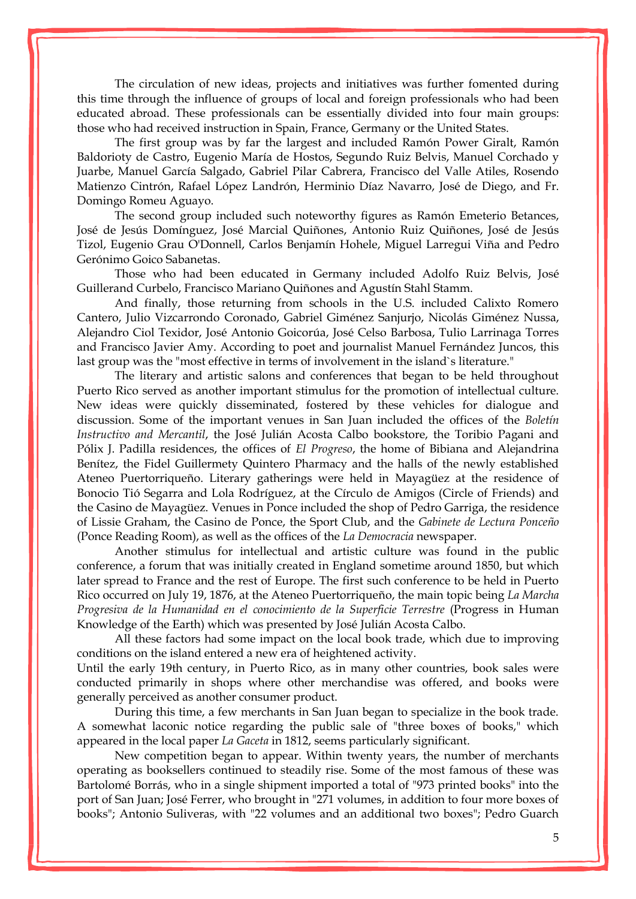The circulation of new ideas, projects and initiatives was further fomented during this time through the influence of groups of local and foreign professionals who had been educated abroad. These professionals can be essentially divided into four main groups: those who had received instruction in Spain, France, Germany or the United States.

The first group was by far the largest and included Ramón Power Giralt, Ramón Baldorioty de Castro, Eugenio María de Hostos, Segundo Ruiz Belvis, Manuel Corchado y Juarbe, Manuel García Salgado, Gabriel Pilar Cabrera, Francisco del Valle Atiles, Rosendo Matienzo Cintrón, Rafael López Landrón, Herminio Díaz Navarro, José de Diego, and Fr. Domingo Romeu Aguayo.

The second group included such noteworthy figures as Ramón Emeterio Betances, José de Jesús Domínguez, José Marcial Quiñones, Antonio Ruiz Quiñones, José de Jesús Tizol, Eugenio Grau O'Donnell, Carlos Benjamín Hohele, Miguel Larregui Viña and Pedro Gerónimo Goico Sabanetas.

Those who had been educated in Germany included Adolfo Ruiz Belvis, José Guillerand Curbelo, Francisco Mariano Quiñones and Agustín Stahl Stamm.

And finally, those returning from schools in the U.S. included Calixto Romero Cantero, Julio Vizcarrondo Coronado, Gabriel Giménez Sanjurjo, Nicolás Giménez Nussa, Alejandro Ciol Texidor, José Antonio Goicorúa, José Celso Barbosa, Tulio Larrinaga Torres and Francisco Javier Amy. According to poet and journalist Manuel Fernández Juncos, this last group was the "most effective in terms of involvement in the island`s literature."

The literary and artistic salons and conferences that began to be held throughout Puerto Rico served as another important stimulus for the promotion of intellectual culture. New ideas were quickly disseminated, fostered by these vehicles for dialogue and discussion. Some of the important venues in San Juan included the offices of the *Boletín Instructivo and Mercantil*, the José Julián Acosta Calbo bookstore, the Toribio Pagani and Pólix J. Padilla residences, the offices of *El Progreso*, the home of Bibiana and Alejandrina Benítez, the Fidel Guillermety Quintero Pharmacy and the halls of the newly established Ateneo Puertorriqueño. Literary gatherings were held in Mayagüez at the residence of Bonocio Tió Segarra and Lola Rodríguez, at the Círculo de Amigos (Circle of Friends) and the Casino de Mayagüez. Venues in Ponce included the shop of Pedro Garriga, the residence of Lissie Graham, the Casino de Ponce, the Sport Club, and the *Gabinete de Lectura Ponceño* (Ponce Reading Room), as well as the offices of the *La Democracia* newspaper.

Another stimulus for intellectual and artistic culture was found in the public conference, a forum that was initially created in England sometime around 1850, but which later spread to France and the rest of Europe. The first such conference to be held in Puerto Rico occurred on July 19, 1876, at the Ateneo Puertorriqueño, the main topic being *La Marcha Progresiva de la Humanidad en el conocimiento de la Superficie Terrestre* (Progress in Human Knowledge of the Earth) which was presented by José Julián Acosta Calbo.

All these factors had some impact on the local book trade, which due to improving conditions on the island entered a new era of heightened activity.

Until the early 19th century, in Puerto Rico, as in many other countries, book sales were conducted primarily in shops where other merchandise was offered, and books were generally perceived as another consumer product.

During this time, a few merchants in San Juan began to specialize in the book trade. A somewhat laconic notice regarding the public sale of "three boxes of books," which appeared in the local paper *La Gaceta* in 1812, seems particularly significant.

New competition began to appear. Within twenty years, the number of merchants operating as booksellers continued to steadily rise. Some of the most famous of these was Bartolomé Borrás, who in a single shipment imported a total of "973 printed books" into the port of San Juan; José Ferrer, who brought in "271 volumes, in addition to four more boxes of books"; Antonio Suliveras, with "22 volumes and an additional two boxes"; Pedro Guarch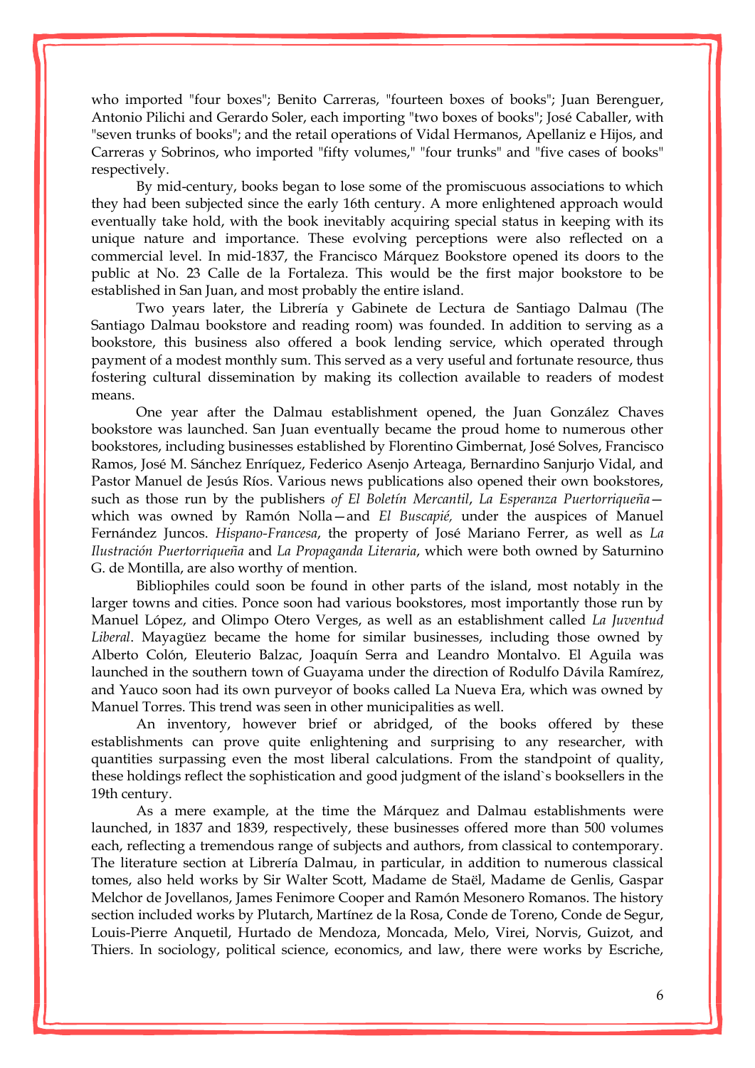who imported "four boxes"; Benito Carreras, "fourteen boxes of books"; Juan Berenguer, Antonio Pilichi and Gerardo Soler, each importing "two boxes of books"; José Caballer, with "seven trunks of books"; and the retail operations of Vidal Hermanos, Apellaniz e Hijos, and Carreras y Sobrinos, who imported "fifty volumes," "four trunks" and "five cases of books" respectively.

By mid-century, books began to lose some of the promiscuous associations to which they had been subjected since the early 16th century. A more enlightened approach would eventually take hold, with the book inevitably acquiring special status in keeping with its unique nature and importance. These evolving perceptions were also reflected on a commercial level. In mid-1837, the Francisco Márquez Bookstore opened its doors to the public at No. 23 Calle de la Fortaleza. This would be the first major bookstore to be established in San Juan, and most probably the entire island.

Two years later, the Librería y Gabinete de Lectura de Santiago Dalmau (The Santiago Dalmau bookstore and reading room) was founded. In addition to serving as a bookstore, this business also offered a book lending service, which operated through payment of a modest monthly sum. This served as a very useful and fortunate resource, thus fostering cultural dissemination by making its collection available to readers of modest means.

One year after the Dalmau establishment opened, the Juan González Chaves bookstore was launched. San Juan eventually became the proud home to numerous other bookstores, including businesses established by Florentino Gimbernat, José Solves, Francisco Ramos, José M. Sánchez Enríquez, Federico Asenjo Arteaga, Bernardino Sanjurjo Vidal, and Pastor Manuel de Jesús Ríos. Various news publications also opened their own bookstores, such as those run by the publishers *of El Boletín Mercantil*, *La Esperanza Puertorriqueña*—which was owned by Ramón Nolla—and *El Buscapié,* under the auspices of Manuel Fernández Juncos. *Hispano-Francesa*, the property of José Mariano Ferrer, as well as *La Ilustración Puertorriqueña* and *La Propaganda Literaria*, which were both owned by Saturnino G. de Montilla, are also worthy of mention.

Bibliophiles could soon be found in other parts of the island, most notably in the larger towns and cities. Ponce soon had various bookstores, most importantly those run by Manuel López, and Olimpo Otero Verges, as well as an establishment called *La Juventud Liberal*. Mayagüez became the home for similar businesses, including those owned by Alberto Colón, Eleuterio Balzac, Joaquín Serra and Leandro Montalvo. El Aguila was launched in the southern town of Guayama under the direction of Rodulfo Dávila Ramírez, and Yauco soon had its own purveyor of books called La Nueva Era, which was owned by Manuel Torres. This trend was seen in other municipalities as well.

An inventory, however brief or abridged, of the books offered by these establishments can prove quite enlightening and surprising to any researcher, with quantities surpassing even the most liberal calculations. From the standpoint of quality, these holdings reflect the sophistication and good judgment of the island`s booksellers in the 19th century.

As a mere example, at the time the Márquez and Dalmau establishments were launched, in 1837 and 1839, respectively, these businesses offered more than 500 volumes each, reflecting a tremendous range of subjects and authors, from classical to contemporary. The literature section at Librería Dalmau, in particular, in addition to numerous classical tomes, also held works by Sir Walter Scott, Madame de Staël, Madame de Genlis, Gaspar Melchor de Jovellanos, James Fenimore Cooper and Ramón Mesonero Romanos. The history section included works by Plutarch, Martínez de la Rosa, Conde de Toreno, Conde de Segur, Louis-Pierre Anquetil, Hurtado de Mendoza, Moncada, Melo, Virei, Norvis, Guizot, and Thiers. In sociology, political science, economics, and law, there were works by Escriche,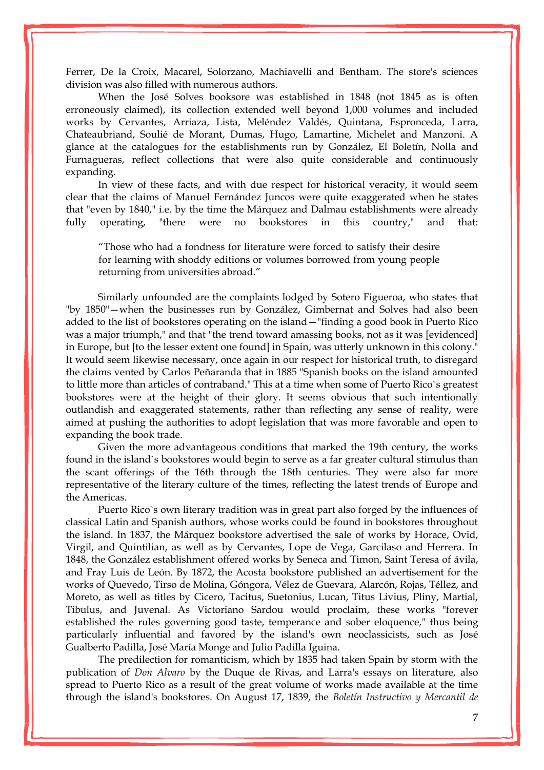Ferrer, De la Croix, Macarel, Solorzano, Machiavelli and Bentham. The store's sciences division was also filled with numerous authors.

When the José Solves booksore was established in 1848 (not 1845 as is often erroneously claimed), its collection extended well beyond 1,000 volumes and included works by Cervantes, Arriaza, Lista, Meléndez Valdés, Quintana, Espronceda, Larra, Chateaubriand, Soulié de Morant, Dumas, Hugo, Lamartine, Michelet and Manzoni. A glance at the catalogues for the establishments run by González, El Boletín, Nolla and Furnagueras, reflect collections that were also quite considerable and continuously expanding.

In view of these facts, and with due respect for historical veracity, it would seem clear that the claims of Manuel Fernández Juncos were quite exaggerated when he states that "even by 1840," i.e. by the time the Márquez and Dalmau establishments were already fully operating, "there were no bookstores in this country," and that:

> "Those who had a fondness for literature were forced to satisfy their desire for learning with shoddy editions or volumes borrowed from young people returning from universities abroad."

Similarly unfounded are the complaints lodged by Sotero Figueroa, who states that "by 1850"—when the businesses run by González, Gimbernat and Solves had also been added to the list of bookstores operating on the island—"finding a good book in Puerto Rico was a major triumph," and that "the trend toward amassing books, not as it was [evidenced] in Europe, but [to the lesser extent one found] in Spain, was utterly unknown in this colony." It would seem likewise necessary, once again in our respect for historical truth, to disregard the claims vented by Carlos Peñaranda that in 1885 "Spanish books on the island amounted to little more than articles of contraband." This at a time when some of Puerto Rico`s greatest bookstores were at the height of their glory. It seems obvious that such intentionally outlandish and exaggerated statements, rather than reflecting any sense of reality, were aimed at pushing the authorities to adopt legislation that was more favorable and open to expanding the book trade.

Given the more advantageous conditions that marked the 19th century, the works found in the island`s bookstores would begin to serve as a far greater cultural stimulus than the scant offerings of the 16th through the 18th centuries. They were also far more representative of the literary culture of the times, reflecting the latest trends of Europe and the Americas.

Puerto Rico`s own literary tradition was in great part also forged by the influences of classical Latin and Spanish authors, whose works could be found in bookstores throughout the island. In 1837, the Márquez bookstore advertised the sale of works by Horace, Ovid, Virgil, and Quintilian, as well as by Cervantes, Lope de Vega, Garcilaso and Herrera. In 1848, the González establishment offered works by Seneca and Timon, Saint Teresa of ávila, and Fray Luis de León. By 1872, the Acosta bookstore published an advertisement for the works of Quevedo, Tirso de Molina, Góngora, Vélez de Guevara, Alarcón, Rojas, Téllez, and Moreto, as well as titles by Cicero, Tacitus, Suetonius, Lucan, Titus Livius, Pliny, Martial, Tibulus, and Juvenal. As Victoriano Sardou would proclaim, these works "forever established the rules governing good taste, temperance and sober eloquence," thus being particularly influential and favored by the island's own neoclassicists, such as José Gualberto Padilla, José María Monge and Julio Padilla Iguina.

The predilection for romanticism, which by 1835 had taken Spain by storm with the publication of *Don Alvaro* by the Duque de Rivas, and Larra's essays on literature, also spread to Puerto Rico as a result of the great volume of works made available at the time through the island's bookstores. On August 17, 1839, the *Boletín Instructivo y Mercantil de*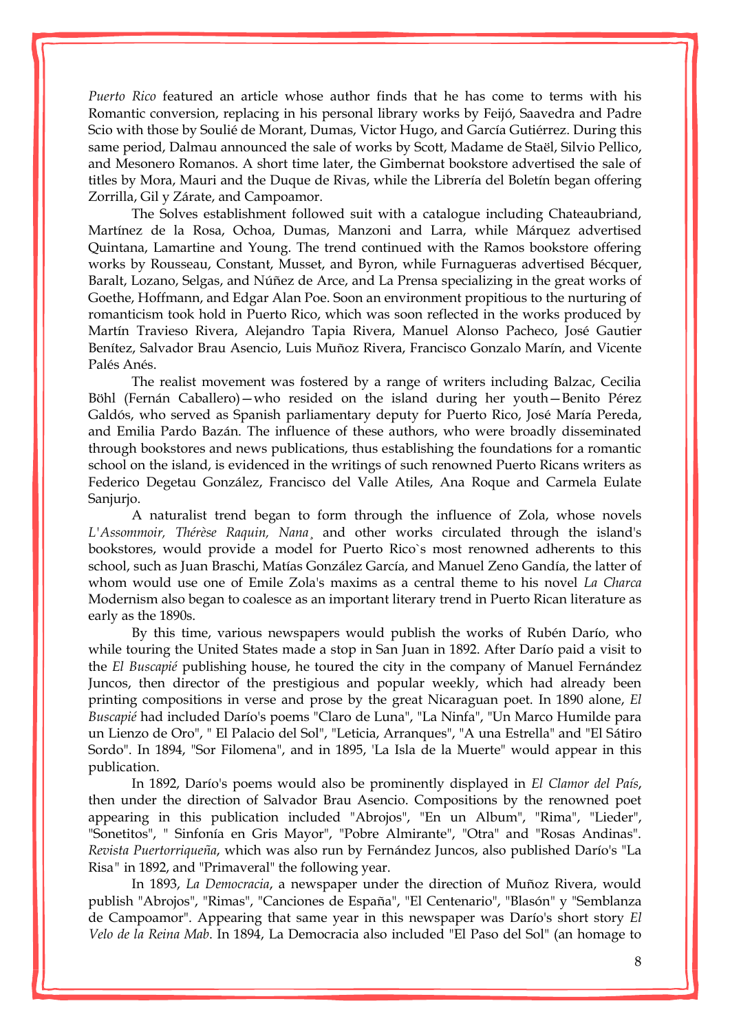*Puerto Rico* featured an article whose author finds that he has come to terms with his Romantic conversion, replacing in his personal library works by Feijó, Saavedra and Padre Scio with those by Soulié de Morant, Dumas, Victor Hugo, and García Gutiérrez. During this same period, Dalmau announced the sale of works by Scott, Madame de Staël, Silvio Pellico, and Mesonero Romanos. A short time later, the Gimbernat bookstore advertised the sale of titles by Mora, Mauri and the Duque de Rivas, while the Librería del Boletín began offering Zorrilla, Gil y Zárate, and Campoamor.

The Solves establishment followed suit with a catalogue including Chateaubriand, Martínez de la Rosa, Ochoa, Dumas, Manzoni and Larra, while Márquez advertised Quintana, Lamartine and Young. The trend continued with the Ramos bookstore offering works by Rousseau, Constant, Musset, and Byron, while Furnagueras advertised Bécquer, Baralt, Lozano, Selgas, and Núñez de Arce, and La Prensa specializing in the great works of Goethe, Hoffmann, and Edgar Alan Poe. Soon an environment propitious to the nurturing of romanticism took hold in Puerto Rico, which was soon reflected in the works produced by Martín Travieso Rivera, Alejandro Tapia Rivera, Manuel Alonso Pacheco, José Gautier Benítez, Salvador Brau Asencio, Luis Muñoz Rivera, Francisco Gonzalo Marín, and Vicente Palés Anés.

The realist movement was fostered by a range of writers including Balzac, Cecilia Böhl (Fernán Caballero)—who resided on the island during her youth—Benito Pérez Galdós, who served as Spanish parliamentary deputy for Puerto Rico, José María Pereda, and Emilia Pardo Bazán. The influence of these authors, who were broadly disseminated through bookstores and news publications, thus establishing the foundations for a romantic school on the island, is evidenced in the writings of such renowned Puerto Ricans writers as Federico Degetau González, Francisco del Valle Atiles, Ana Roque and Carmela Eulate Sanjurjo.

A naturalist trend began to form through the influence of Zola, whose novels *L'Assommoir, Thérèse Raquin, Nana*¸ and other works circulated through the island's bookstores, would provide a model for Puerto Rico`s most renowned adherents to this school, such as Juan Braschi, Matías González García, and Manuel Zeno Gandía, the latter of whom would use one of Emile Zola's maxims as a central theme to his novel *La Charca* Modernism also began to coalesce as an important literary trend in Puerto Rican literature as early as the 1890s.

By this time, various newspapers would publish the works of Rubén Darío, who while touring the United States made a stop in San Juan in 1892. After Darío paid a visit to the *El Buscapié* publishing house, he toured the city in the company of Manuel Fernández Juncos, then director of the prestigious and popular weekly, which had already been printing compositions in verse and prose by the great Nicaraguan poet. In 1890 alone, *El Buscapié* had included Darío's poems "Claro de Luna", "La Ninfa", "Un Marco Humilde para un Lienzo de Oro", " El Palacio del Sol", "Leticia, Arranques", "A una Estrella" and "El Sátiro Sordo". In 1894, "Sor Filomena", and in 1895, 'La Isla de la Muerte" would appear in this publication.

In 1892, Darío's poems would also be prominently displayed in *El Clamor del País*, then under the direction of Salvador Brau Asencio. Compositions by the renowned poet appearing in this publication included "Abrojos", "En un Album", "Rima", "Lieder", "Sonetitos", " Sinfonía en Gris Mayor", "Pobre Almirante", "Otra" and "Rosas Andinas". *Revista Puertorriqueña*, which was also run by Fernández Juncos, also published Darío's "La Risa" in 1892, and "Primaveral" the following year.

In 1893, *La Democracia*, a newspaper under the direction of Muñoz Rivera, would publish "Abrojos", "Rimas", "Canciones de España", "El Centenario", "Blasón" y "Semblanza de Campoamor". Appearing that same year in this newspaper was Darío's short story *El Velo de la Reina Mab*. In 1894, La Democracia also included "El Paso del Sol" (an homage to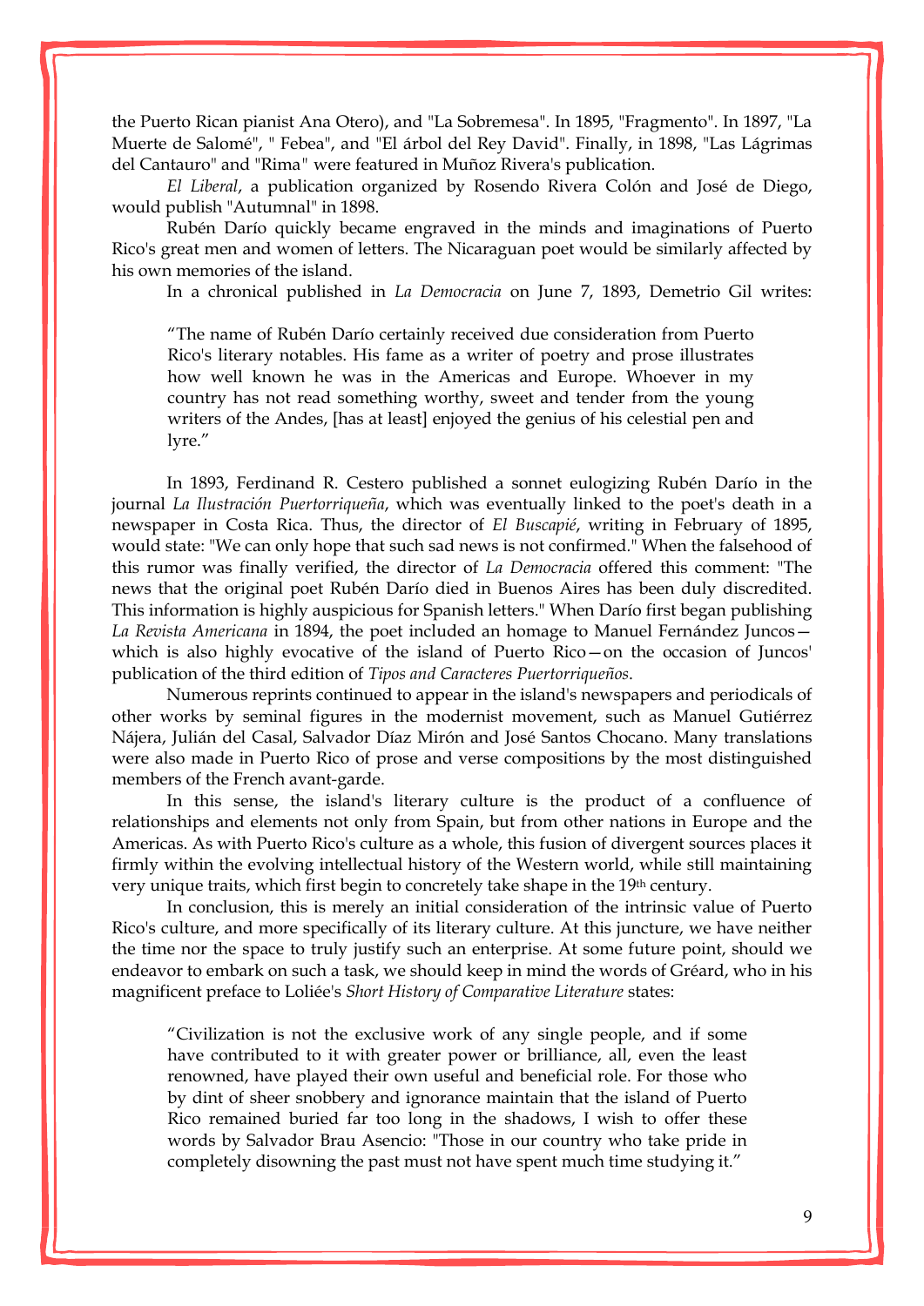the Puerto Rican pianist Ana Otero), and "La Sobremesa". In 1895, "Fragmento". In 1897, "La Muerte de Salomé", " Febea", and "El árbol del Rey David". Finally, in 1898, "Las Lágrimas del Cantauro" and "Rima" were featured in Muñoz Rivera's publication.

*El Liberal*, a publication organized by Rosendo Rivera Colón and José de Diego, would publish "Autumnal" in 1898.

Rubén Darío quickly became engraved in the minds and imaginations of Puerto Rico's great men and women of letters. The Nicaraguan poet would be similarly affected by his own memories of the island.

In a chronical published in *La Democracia* on June 7, 1893, Demetrio Gil writes:

> "The name of Rubén Darío certainly received due consideration from Puerto Rico's literary notables. His fame as a writer of poetry and prose illustrates how well known he was in the Americas and Europe. Whoever in my country has not read something worthy, sweet and tender from the young writers of the Andes, [has at least] enjoyed the genius of his celestial pen and lyre."

In 1893, Ferdinand R. Cestero published a sonnet eulogizing Rubén Darío in the journal *La Ilustración Puertorriqueña*, which was eventually linked to the poet's death in a newspaper in Costa Rica. Thus, the director of *El Buscapié*, writing in February of 1895, would state: "We can only hope that such sad news is not confirmed." When the falsehood of this rumor was finally verified, the director of *La Democracia* offered this comment: "The news that the original poet Rubén Darío died in Buenos Aires has been duly discredited. This information is highly auspicious for Spanish letters." When Darío first began publishing *La Revista Americana* in 1894, the poet included an homage to Manuel Fernández Juncos—which is also highly evocative of the island of Puerto Rico—on the occasion of Juncos' publication of the third edition of *Tipos and Caracteres Puertorriqueños*.

Numerous reprints continued to appear in the island's newspapers and periodicals of other works by seminal figures in the modernist movement, such as Manuel Gutiérrez Nájera, Julián del Casal, Salvador Díaz Mirón and José Santos Chocano. Many translations were also made in Puerto Rico of prose and verse compositions by the most distinguished members of the French avant-garde.

In this sense, the island's literary culture is the product of a confluence of relationships and elements not only from Spain, but from other nations in Europe and the Americas. As with Puerto Rico's culture as a whole, this fusion of divergent sources places it firmly within the evolving intellectual history of the Western world, while still maintaining very unique traits, which first begin to concretely take shape in the 19th century.

In conclusion, this is merely an initial consideration of the intrinsic value of Puerto Rico's culture, and more specifically of its literary culture. At this juncture, we have neither the time nor the space to truly justify such an enterprise. At some future point, should we endeavor to embark on such a task, we should keep in mind the words of Gréard, who in his magnificent preface to Loliée's *Short History of Comparative Literature* states:

> "Civilization is not the exclusive work of any single people, and if some have contributed to it with greater power or brilliance, all, even the least renowned, have played their own useful and beneficial role. For those who by dint of sheer snobbery and ignorance maintain that the island of Puerto Rico remained buried far too long in the shadows, I wish to offer these words by Salvador Brau Asencio: "Those in our country who take pride in completely disowning the past must not have spent much time studying it."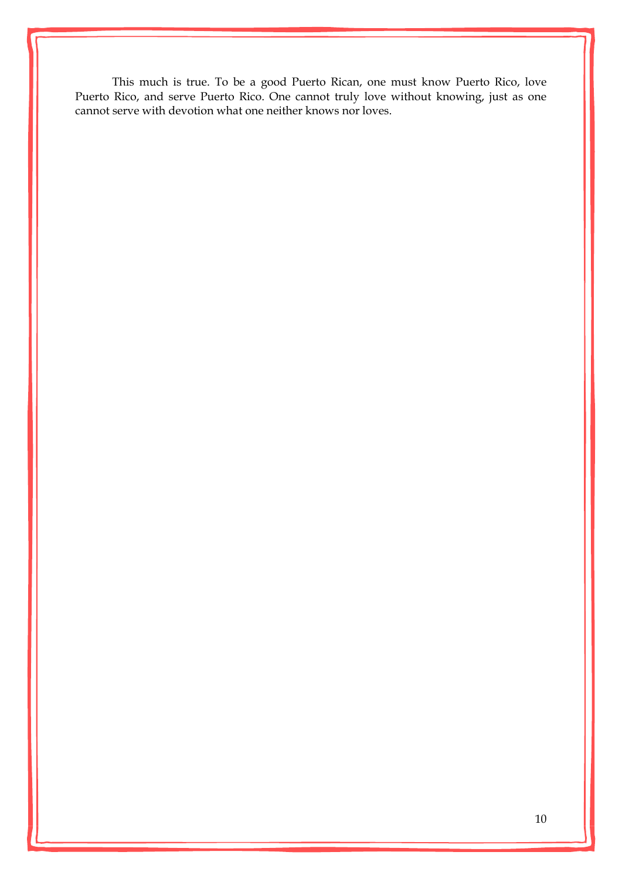This much is true. To be a good Puerto Rican, one must know Puerto Rico, love Puerto Rico, and serve Puerto Rico. One cannot truly love without knowing, just as one cannot serve with devotion what one neither knows nor loves.